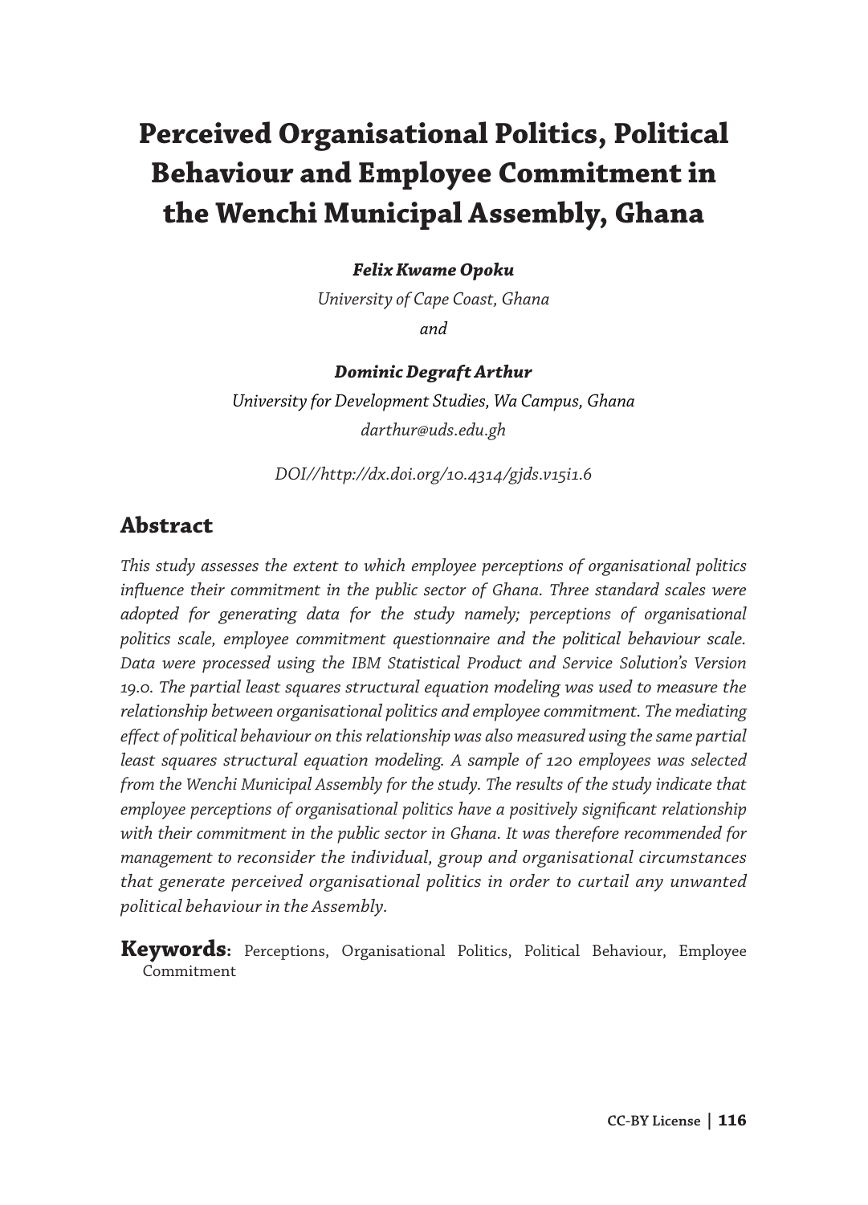# Perceived Organisational Politics, Political Behaviour and Employee Commitment in the Wenchi Municipal Assembly, Ghana

***Felix Kwame Opoku***

*University of Cape Coast, Ghana*

*and*

***Dominic Degraft Arthur***

*University for Development Studies, Wa Campus, Ghana*

*darthur@uds.edu.gh*

*DOI//http://dx.doi.org/10.4314/gjds.v15i1.6*

## Abstract

*This study assesses the extent to which employee perceptions of organisational politics influence their commitment in the public sector of Ghana. Three standard scales were adopted for generating data for the study namely; perceptions of organisational politics scale, employee commitment questionnaire and the political behaviour scale. Data were processed using the IBM Statistical Product and Service Solution's Version 19.0. The partial least squares structural equation modeling was used to measure the relationship between organisational politics and employee commitment. The mediating effect of political behaviour on this relationship was also measured using the same partial least squares structural equation modeling. A sample of 120 employees was selected from the Wenchi Municipal Assembly for the study. The results of the study indicate that employee perceptions of organisational politics have a positively significant relationship with their commitment in the public sector in Ghana. It was therefore recommended for management to reconsider the individual, group and organisational circumstances that generate perceived organisational politics in order to curtail any unwanted political behaviour in the Assembly.*

**Keywords:** Perceptions, Organisational Politics, Political Behaviour, Employee Commitment

CC-BY License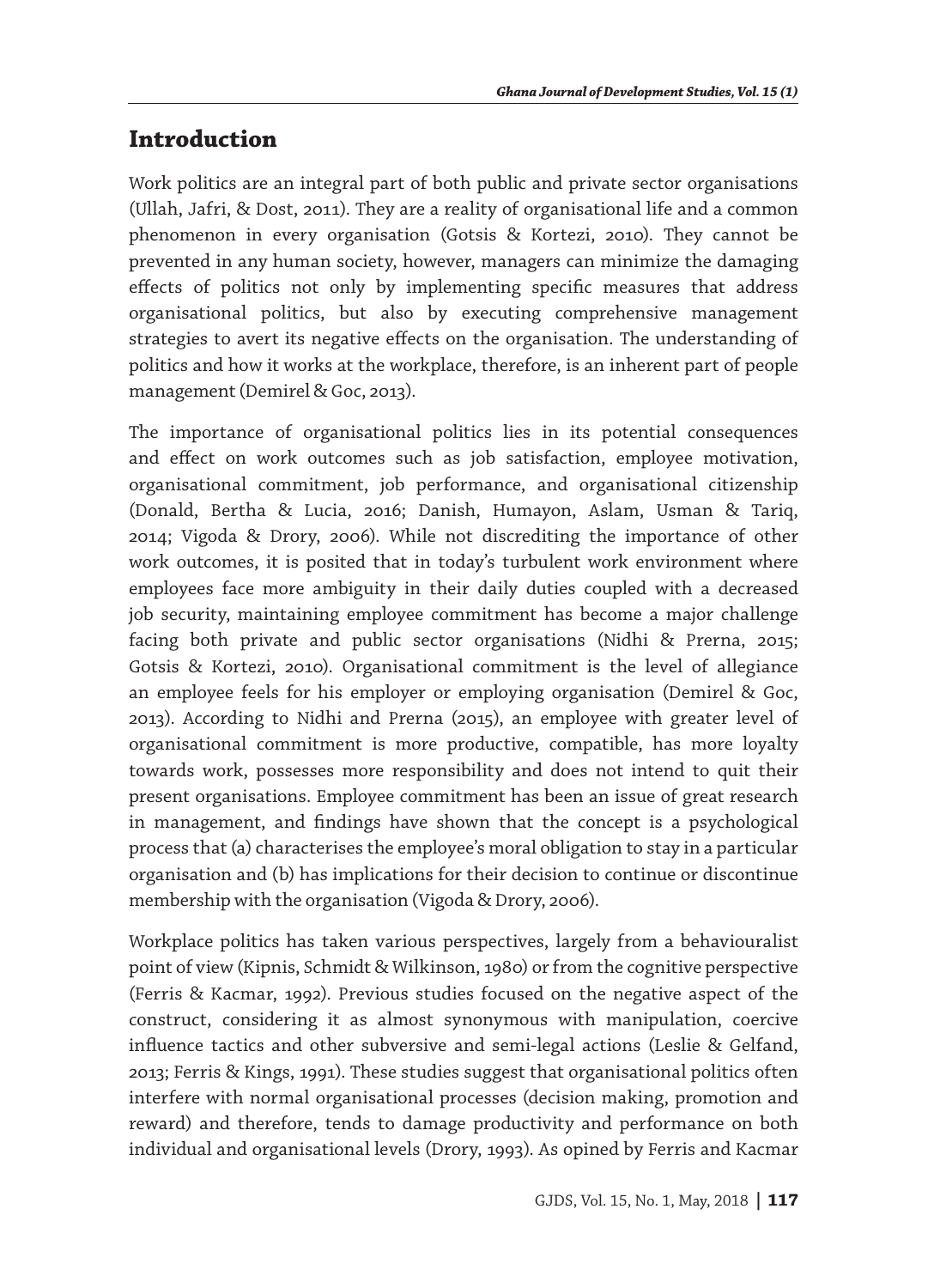## Introduction

Work politics are an integral part of both public and private sector organisations (Ullah, Jafri, & Dost, 2011). They are a reality of organisational life and a common phenomenon in every organisation (Gotsis & Kortezi, 2010). They cannot be prevented in any human society, however, managers can minimize the damaging effects of politics not only by implementing specific measures that address organisational politics, but also by executing comprehensive management strategies to avert its negative effects on the organisation. The understanding of politics and how it works at the workplace, therefore, is an inherent part of people management (Demirel & Goc, 2013).

The importance of organisational politics lies in its potential consequences and effect on work outcomes such as job satisfaction, employee motivation, organisational commitment, job performance, and organisational citizenship (Donald, Bertha & Lucia, 2016; Danish, Humayon, Aslam, Usman & Tariq, 2014; Vigoda & Drory, 2006). While not discrediting the importance of other work outcomes, it is posited that in today's turbulent work environment where employees face more ambiguity in their daily duties coupled with a decreased job security, maintaining employee commitment has become a major challenge facing both private and public sector organisations (Nidhi & Prerna, 2015; Gotsis & Kortezi, 2010). Organisational commitment is the level of allegiance an employee feels for his employer or employing organisation (Demirel & Goc, 2013). According to Nidhi and Prerna (2015), an employee with greater level of organisational commitment is more productive, compatible, has more loyalty towards work, possesses more responsibility and does not intend to quit their present organisations. Employee commitment has been an issue of great research in management, and findings have shown that the concept is a psychological process that (a) characterises the employee's moral obligation to stay in a particular organisation and (b) has implications for their decision to continue or discontinue membership with the organisation (Vigoda & Drory, 2006).

Workplace politics has taken various perspectives, largely from a behaviouralist point of view (Kipnis, Schmidt & Wilkinson, 1980) or from the cognitive perspective (Ferris & Kacmar, 1992). Previous studies focused on the negative aspect of the construct, considering it as almost synonymous with manipulation, coercive influence tactics and other subversive and semi-legal actions (Leslie & Gelfand, 2013; Ferris & Kings, 1991). These studies suggest that organisational politics often interfere with normal organisational processes (decision making, promotion and reward) and therefore, tends to damage productivity and performance on both individual and organisational levels (Drory, 1993). As opined by Ferris and Kacmar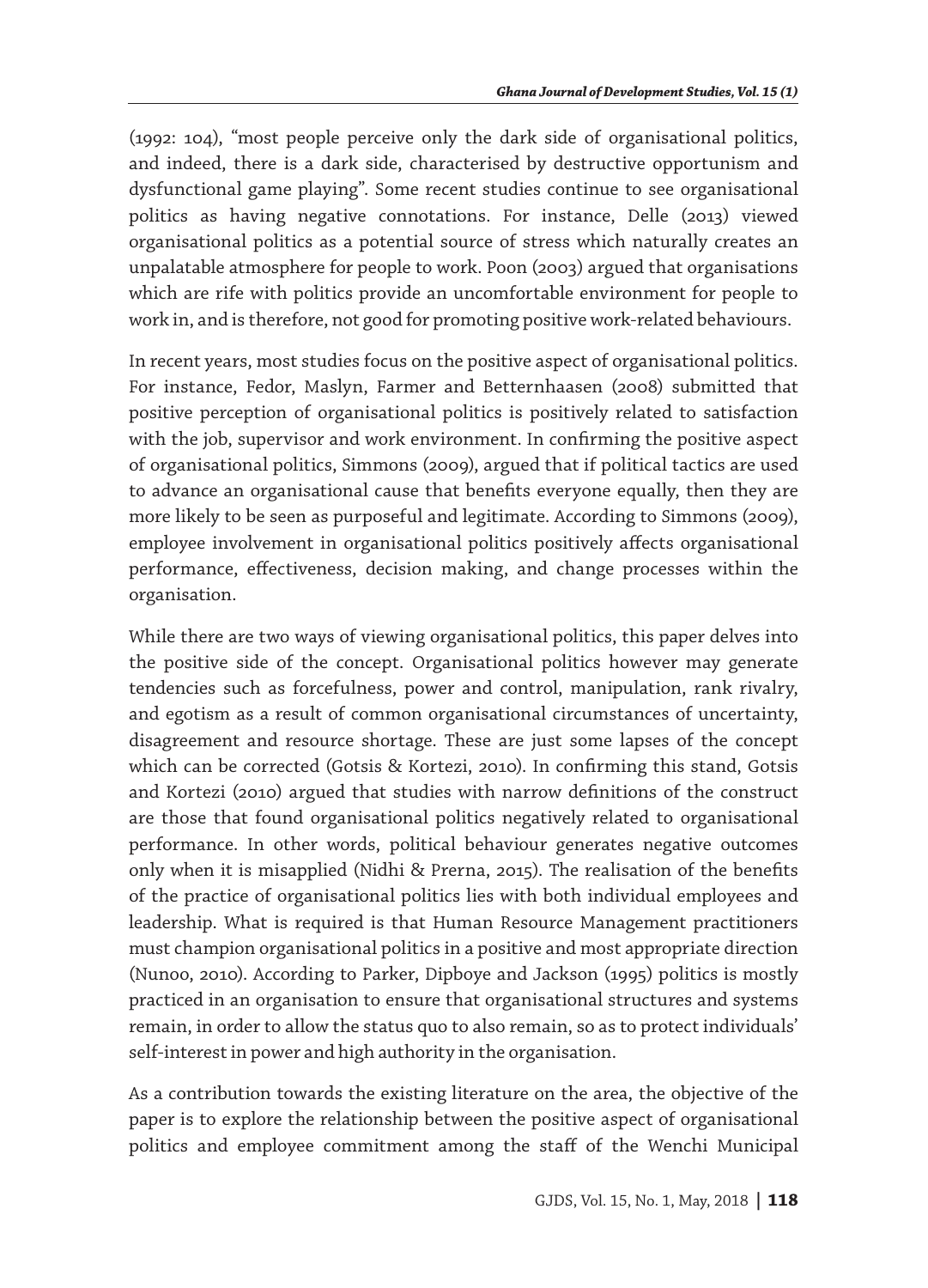(1992: 104), "most people perceive only the dark side of organisational politics, and indeed, there is a dark side, characterised by destructive opportunism and dysfunctional game playing". Some recent studies continue to see organisational politics as having negative connotations. For instance, Delle (2013) viewed organisational politics as a potential source of stress which naturally creates an unpalatable atmosphere for people to work. Poon (2003) argued that organisations which are rife with politics provide an uncomfortable environment for people to work in, and is therefore, not good for promoting positive work-related behaviours.

In recent years, most studies focus on the positive aspect of organisational politics. For instance, Fedor, Maslyn, Farmer and Betternhaasen (2008) submitted that positive perception of organisational politics is positively related to satisfaction with the job, supervisor and work environment. In confirming the positive aspect of organisational politics, Simmons (2009), argued that if political tactics are used to advance an organisational cause that benefits everyone equally, then they are more likely to be seen as purposeful and legitimate. According to Simmons (2009), employee involvement in organisational politics positively affects organisational performance, effectiveness, decision making, and change processes within the organisation.

While there are two ways of viewing organisational politics, this paper delves into the positive side of the concept. Organisational politics however may generate tendencies such as forcefulness, power and control, manipulation, rank rivalry, and egotism as a result of common organisational circumstances of uncertainty, disagreement and resource shortage. These are just some lapses of the concept which can be corrected (Gotsis & Kortezi, 2010). In confirming this stand, Gotsis and Kortezi (2010) argued that studies with narrow definitions of the construct are those that found organisational politics negatively related to organisational performance. In other words, political behaviour generates negative outcomes only when it is misapplied (Nidhi & Prerna, 2015). The realisation of the benefits of the practice of organisational politics lies with both individual employees and leadership. What is required is that Human Resource Management practitioners must champion organisational politics in a positive and most appropriate direction (Nunoo, 2010). According to Parker, Dipboye and Jackson (1995) politics is mostly practiced in an organisation to ensure that organisational structures and systems remain, in order to allow the status quo to also remain, so as to protect individuals' self-interest in power and high authority in the organisation.

As a contribution towards the existing literature on the area, the objective of the paper is to explore the relationship between the positive aspect of organisational politics and employee commitment among the staff of the Wenchi Municipal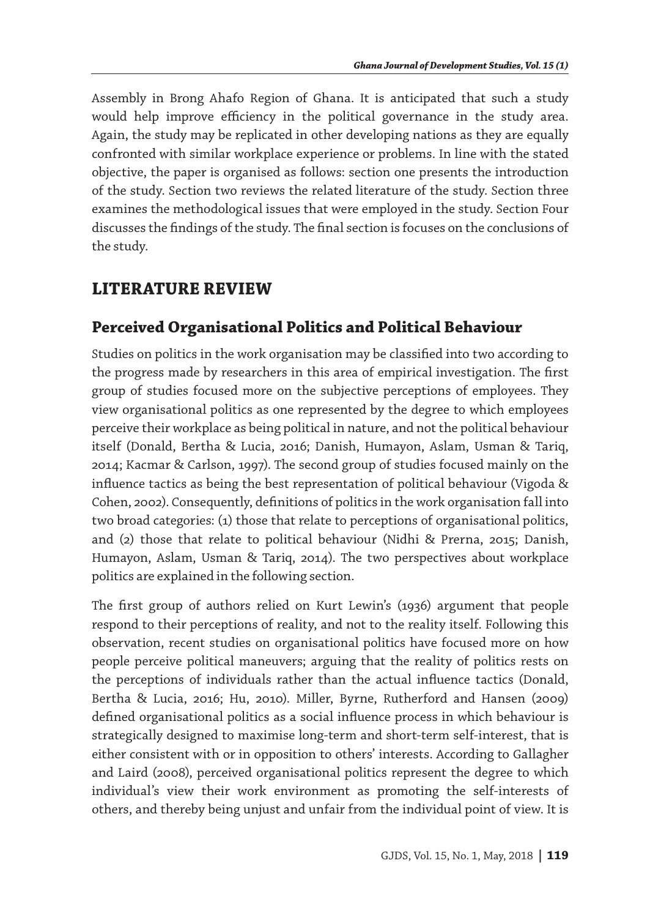Assembly in Brong Ahafo Region of Ghana. It is anticipated that such a study would help improve efficiency in the political governance in the study area. Again, the study may be replicated in other developing nations as they are equally confronted with similar workplace experience or problems. In line with the stated objective, the paper is organised as follows: section one presents the introduction of the study. Section two reviews the related literature of the study. Section three examines the methodological issues that were employed in the study. Section Four discusses the findings of the study. The final section is focuses on the conclusions of the study.

## LITERATURE REVIEW

### Perceived Organisational Politics and Political Behaviour

Studies on politics in the work organisation may be classified into two according to the progress made by researchers in this area of empirical investigation. The first group of studies focused more on the subjective perceptions of employees. They view organisational politics as one represented by the degree to which employees perceive their workplace as being political in nature, and not the political behaviour itself (Donald, Bertha & Lucia, 2016; Danish, Humayon, Aslam, Usman & Tariq, 2014; Kacmar & Carlson, 1997). The second group of studies focused mainly on the influence tactics as being the best representation of political behaviour (Vigoda & Cohen, 2002). Consequently, definitions of politics in the work organisation fall into two broad categories: (1) those that relate to perceptions of organisational politics, and (2) those that relate to political behaviour (Nidhi & Prerna, 2015; Danish, Humayon, Aslam, Usman & Tariq, 2014). The two perspectives about workplace politics are explained in the following section.

The first group of authors relied on Kurt Lewin's (1936) argument that people respond to their perceptions of reality, and not to the reality itself. Following this observation, recent studies on organisational politics have focused more on how people perceive political maneuvers; arguing that the reality of politics rests on the perceptions of individuals rather than the actual influence tactics (Donald, Bertha & Lucia, 2016; Hu, 2010). Miller, Byrne, Rutherford and Hansen (2009) defined organisational politics as a social influence process in which behaviour is strategically designed to maximise long-term and short-term self-interest, that is either consistent with or in opposition to others' interests. According to Gallagher and Laird (2008), perceived organisational politics represent the degree to which individual's view their work environment as promoting the self-interests of others, and thereby being unjust and unfair from the individual point of view. It is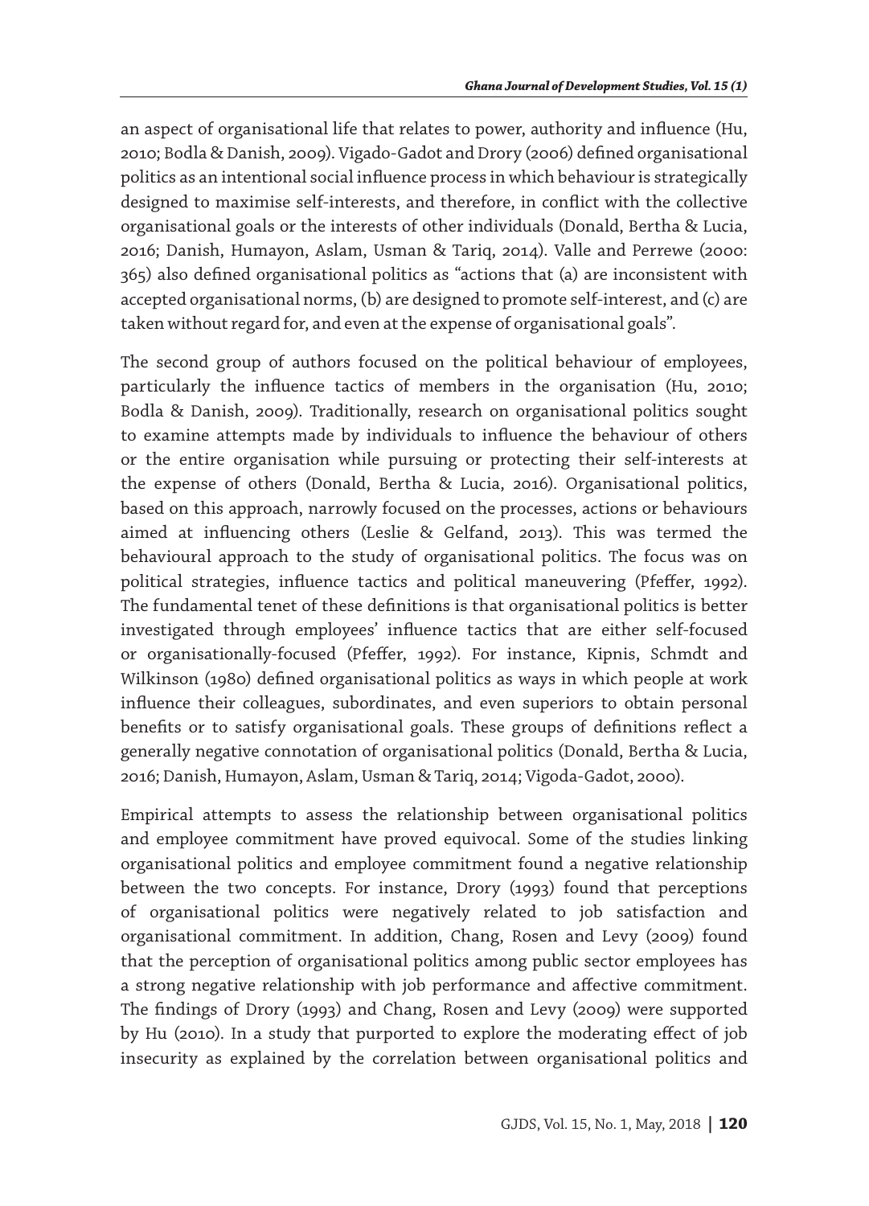an aspect of organisational life that relates to power, authority and influence (Hu, 2010; Bodla & Danish, 2009). Vigado-Gadot and Drory (2006) defined organisational politics as an intentional social influence process in which behaviour is strategically designed to maximise self-interests, and therefore, in conflict with the collective organisational goals or the interests of other individuals (Donald, Bertha & Lucia, 2016; Danish, Humayon, Aslam, Usman & Tariq, 2014). Valle and Perrewe (2000: 365) also defined organisational politics as "actions that (a) are inconsistent with accepted organisational norms, (b) are designed to promote self-interest, and (c) are taken without regard for, and even at the expense of organisational goals".

The second group of authors focused on the political behaviour of employees, particularly the influence tactics of members in the organisation (Hu, 2010; Bodla & Danish, 2009). Traditionally, research on organisational politics sought to examine attempts made by individuals to influence the behaviour of others or the entire organisation while pursuing or protecting their self-interests at the expense of others (Donald, Bertha & Lucia, 2016). Organisational politics, based on this approach, narrowly focused on the processes, actions or behaviours aimed at influencing others (Leslie & Gelfand, 2013). This was termed the behavioural approach to the study of organisational politics. The focus was on political strategies, influence tactics and political maneuvering (Pfeffer, 1992). The fundamental tenet of these definitions is that organisational politics is better investigated through employees' influence tactics that are either self-focused or organisationally-focused (Pfeffer, 1992). For instance, Kipnis, Schmdt and Wilkinson (1980) defined organisational politics as ways in which people at work influence their colleagues, subordinates, and even superiors to obtain personal benefits or to satisfy organisational goals. These groups of definitions reflect a generally negative connotation of organisational politics (Donald, Bertha & Lucia, 2016; Danish, Humayon, Aslam, Usman & Tariq, 2014; Vigoda-Gadot, 2000).

Empirical attempts to assess the relationship between organisational politics and employee commitment have proved equivocal. Some of the studies linking organisational politics and employee commitment found a negative relationship between the two concepts. For instance, Drory (1993) found that perceptions of organisational politics were negatively related to job satisfaction and organisational commitment. In addition, Chang, Rosen and Levy (2009) found that the perception of organisational politics among public sector employees has a strong negative relationship with job performance and affective commitment. The findings of Drory (1993) and Chang, Rosen and Levy (2009) were supported by Hu (2010). In a study that purported to explore the moderating effect of job insecurity as explained by the correlation between organisational politics and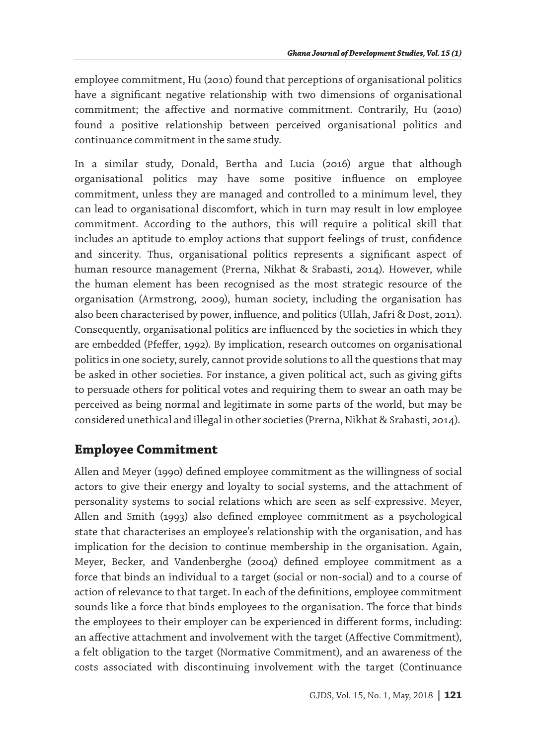employee commitment, Hu (2010) found that perceptions of organisational politics have a significant negative relationship with two dimensions of organisational commitment; the affective and normative commitment. Contrarily, Hu (2010) found a positive relationship between perceived organisational politics and continuance commitment in the same study.

In a similar study, Donald, Bertha and Lucia (2016) argue that although organisational politics may have some positive influence on employee commitment, unless they are managed and controlled to a minimum level, they can lead to organisational discomfort, which in turn may result in low employee commitment. According to the authors, this will require a political skill that includes an aptitude to employ actions that support feelings of trust, confidence and sincerity. Thus, organisational politics represents a significant aspect of human resource management (Prerna, Nikhat & Srabasti, 2014). However, while the human element has been recognised as the most strategic resource of the organisation (Armstrong, 2009), human society, including the organisation has also been characterised by power, influence, and politics (Ullah, Jafri & Dost, 2011). Consequently, organisational politics are influenced by the societies in which they are embedded (Pfeffer, 1992). By implication, research outcomes on organisational politics in one society, surely, cannot provide solutions to all the questions that may be asked in other societies. For instance, a given political act, such as giving gifts to persuade others for political votes and requiring them to swear an oath may be perceived as being normal and legitimate in some parts of the world, but may be considered unethical and illegal in other societies (Prerna, Nikhat & Srabasti, 2014).

## Employee Commitment

Allen and Meyer (1990) defined employee commitment as the willingness of social actors to give their energy and loyalty to social systems, and the attachment of personality systems to social relations which are seen as self-expressive. Meyer, Allen and Smith (1993) also defined employee commitment as a psychological state that characterises an employee's relationship with the organisation, and has implication for the decision to continue membership in the organisation. Again, Meyer, Becker, and Vandenberghe (2004) defined employee commitment as a force that binds an individual to a target (social or non-social) and to a course of action of relevance to that target. In each of the definitions, employee commitment sounds like a force that binds employees to the organisation. The force that binds the employees to their employer can be experienced in different forms, including: an affective attachment and involvement with the target (Affective Commitment), a felt obligation to the target (Normative Commitment), and an awareness of the costs associated with discontinuing involvement with the target (Continuance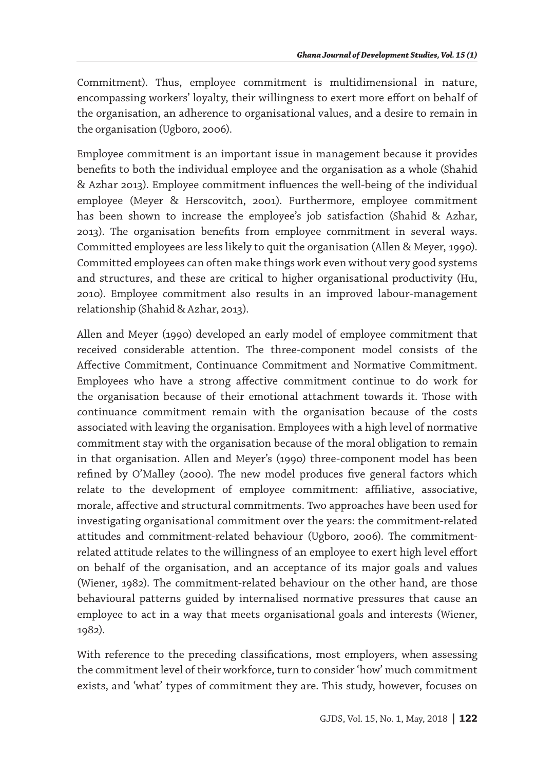Commitment). Thus, employee commitment is multidimensional in nature, encompassing workers' loyalty, their willingness to exert more effort on behalf of the organisation, an adherence to organisational values, and a desire to remain in the organisation (Ugboro, 2006).

Employee commitment is an important issue in management because it provides benefits to both the individual employee and the organisation as a whole (Shahid & Azhar 2013). Employee commitment influences the well-being of the individual employee (Meyer & Herscovitch, 2001). Furthermore, employee commitment has been shown to increase the employee's job satisfaction (Shahid & Azhar, 2013). The organisation benefits from employee commitment in several ways. Committed employees are less likely to quit the organisation (Allen & Meyer, 1990). Committed employees can often make things work even without very good systems and structures, and these are critical to higher organisational productivity (Hu, 2010). Employee commitment also results in an improved labour-management relationship (Shahid & Azhar, 2013).

Allen and Meyer (1990) developed an early model of employee commitment that received considerable attention. The three-component model consists of the Affective Commitment, Continuance Commitment and Normative Commitment. Employees who have a strong affective commitment continue to do work for the organisation because of their emotional attachment towards it. Those with continuance commitment remain with the organisation because of the costs associated with leaving the organisation. Employees with a high level of normative commitment stay with the organisation because of the moral obligation to remain in that organisation. Allen and Meyer's (1990) three-component model has been refined by O'Malley (2000). The new model produces five general factors which relate to the development of employee commitment: affiliative, associative, morale, affective and structural commitments. Two approaches have been used for investigating organisational commitment over the years: the commitment-related attitudes and commitment-related behaviour (Ugboro, 2006). The commitment-related attitude relates to the willingness of an employee to exert high level effort on behalf of the organisation, and an acceptance of its major goals and values (Wiener, 1982). The commitment-related behaviour on the other hand, are those behavioural patterns guided by internalised normative pressures that cause an employee to act in a way that meets organisational goals and interests (Wiener, 1982).

With reference to the preceding classifications, most employers, when assessing the commitment level of their workforce, turn to consider 'how' much commitment exists, and 'what' types of commitment they are. This study, however, focuses on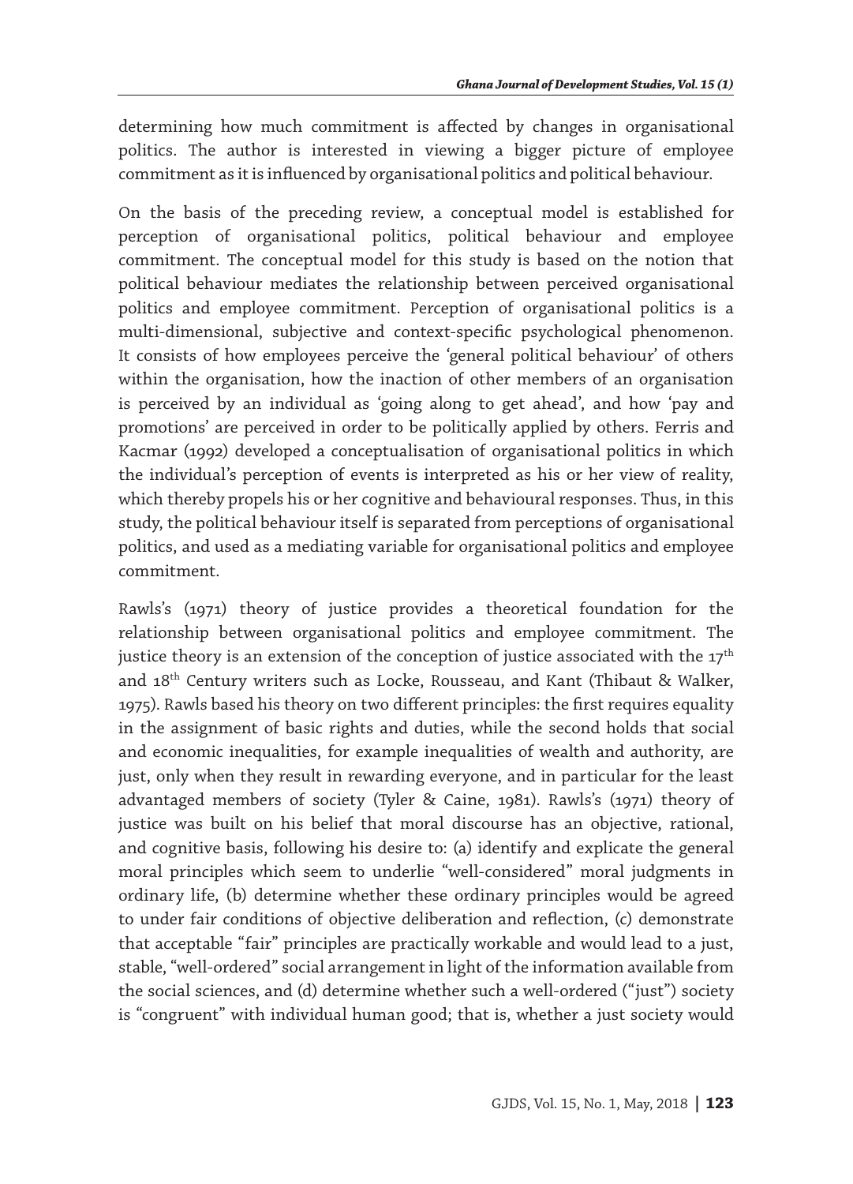determining how much commitment is affected by changes in organisational politics. The author is interested in viewing a bigger picture of employee commitment as it is influenced by organisational politics and political behaviour.

On the basis of the preceding review, a conceptual model is established for perception of organisational politics, political behaviour and employee commitment. The conceptual model for this study is based on the notion that political behaviour mediates the relationship between perceived organisational politics and employee commitment. Perception of organisational politics is a multi-dimensional, subjective and context-specific psychological phenomenon. It consists of how employees perceive the 'general political behaviour' of others within the organisation, how the inaction of other members of an organisation is perceived by an individual as 'going along to get ahead', and how 'pay and promotions' are perceived in order to be politically applied by others. Ferris and Kacmar (1992) developed a conceptualisation of organisational politics in which the individual's perception of events is interpreted as his or her view of reality, which thereby propels his or her cognitive and behavioural responses. Thus, in this study, the political behaviour itself is separated from perceptions of organisational politics, and used as a mediating variable for organisational politics and employee commitment.

Rawls's (1971) theory of justice provides a theoretical foundation for the relationship between organisational politics and employee commitment. The justice theory is an extension of the conception of justice associated with the 17th and 18th Century writers such as Locke, Rousseau, and Kant (Thibaut & Walker, 1975). Rawls based his theory on two different principles: the first requires equality in the assignment of basic rights and duties, while the second holds that social and economic inequalities, for example inequalities of wealth and authority, are just, only when they result in rewarding everyone, and in particular for the least advantaged members of society (Tyler & Caine, 1981). Rawls's (1971) theory of justice was built on his belief that moral discourse has an objective, rational, and cognitive basis, following his desire to: (a) identify and explicate the general moral principles which seem to underlie "well-considered" moral judgments in ordinary life, (b) determine whether these ordinary principles would be agreed to under fair conditions of objective deliberation and reflection, (c) demonstrate that acceptable "fair" principles are practically workable and would lead to a just, stable, "well-ordered" social arrangement in light of the information available from the social sciences, and (d) determine whether such a well-ordered ("just") society is "congruent" with individual human good; that is, whether a just society would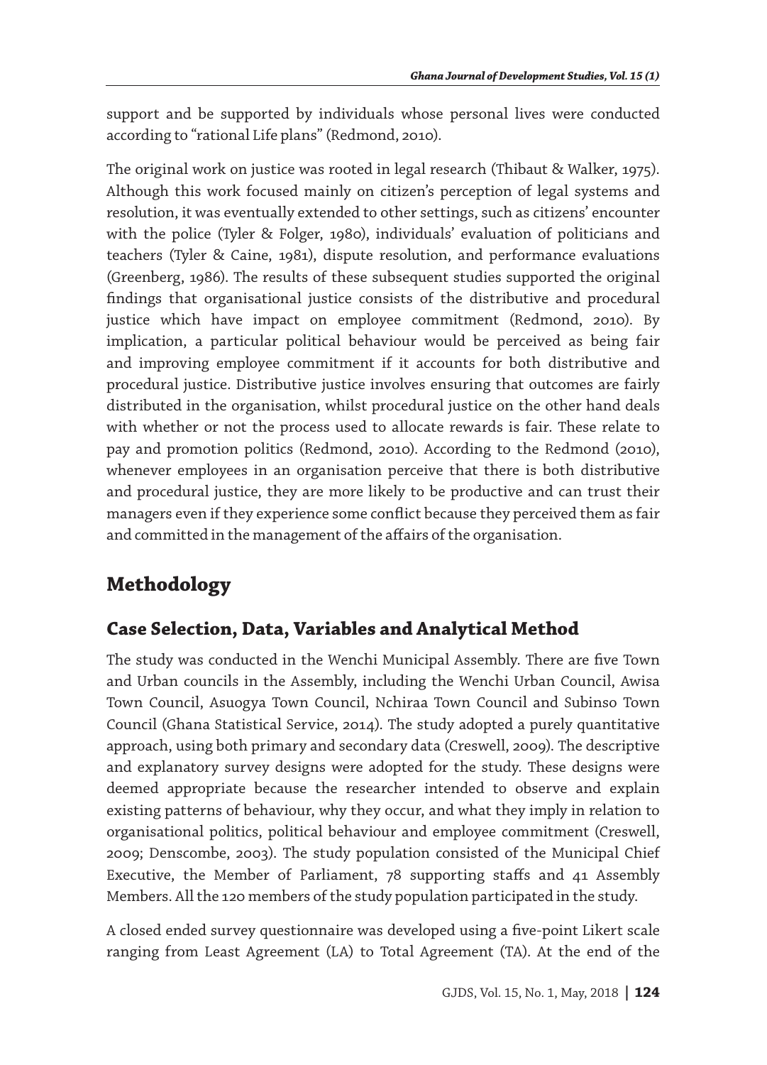support and be supported by individuals whose personal lives were conducted according to "rational Life plans" (Redmond, 2010).

The original work on justice was rooted in legal research (Thibaut & Walker, 1975). Although this work focused mainly on citizen's perception of legal systems and resolution, it was eventually extended to other settings, such as citizens' encounter with the police (Tyler & Folger, 1980), individuals' evaluation of politicians and teachers (Tyler & Caine, 1981), dispute resolution, and performance evaluations (Greenberg, 1986). The results of these subsequent studies supported the original findings that organisational justice consists of the distributive and procedural justice which have impact on employee commitment (Redmond, 2010). By implication, a particular political behaviour would be perceived as being fair and improving employee commitment if it accounts for both distributive and procedural justice. Distributive justice involves ensuring that outcomes are fairly distributed in the organisation, whilst procedural justice on the other hand deals with whether or not the process used to allocate rewards is fair. These relate to pay and promotion politics (Redmond, 2010). According to the Redmond (2010), whenever employees in an organisation perceive that there is both distributive and procedural justice, they are more likely to be productive and can trust their managers even if they experience some conflict because they perceived them as fair and committed in the management of the affairs of the organisation.

# Methodology

## Case Selection, Data, Variables and Analytical Method

The study was conducted in the Wenchi Municipal Assembly. There are five Town and Urban councils in the Assembly, including the Wenchi Urban Council, Awisa Town Council, Asuogya Town Council, Nchiraa Town Council and Subinso Town Council (Ghana Statistical Service, 2014). The study adopted a purely quantitative approach, using both primary and secondary data (Creswell, 2009). The descriptive and explanatory survey designs were adopted for the study. These designs were deemed appropriate because the researcher intended to observe and explain existing patterns of behaviour, why they occur, and what they imply in relation to organisational politics, political behaviour and employee commitment (Creswell, 2009; Denscombe, 2003). The study population consisted of the Municipal Chief Executive, the Member of Parliament, 78 supporting staffs and 41 Assembly Members. All the 120 members of the study population participated in the study.

A closed ended survey questionnaire was developed using a five-point Likert scale ranging from Least Agreement (LA) to Total Agreement (TA). At the end of the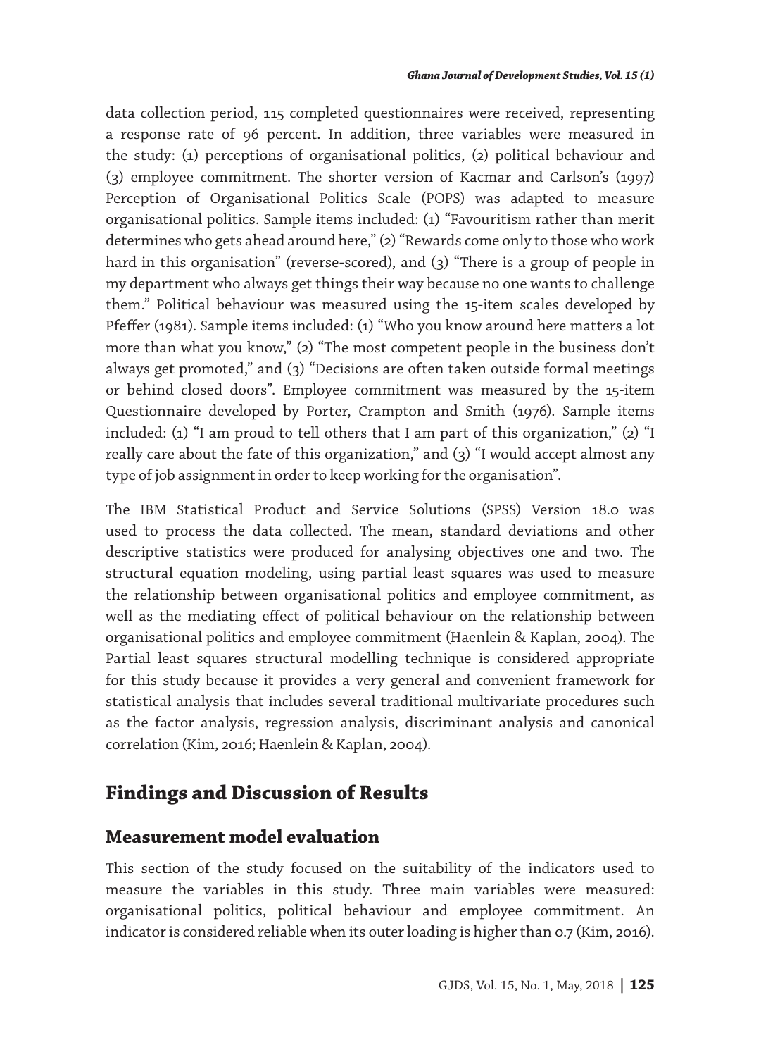data collection period, 115 completed questionnaires were received, representing a response rate of 96 percent. In addition, three variables were measured in the study: (1) perceptions of organisational politics, (2) political behaviour and (3) employee commitment. The shorter version of Kacmar and Carlson's (1997) Perception of Organisational Politics Scale (POPS) was adapted to measure organisational politics. Sample items included: (1) "Favouritism rather than merit determines who gets ahead around here," (2) "Rewards come only to those who work hard in this organisation" (reverse-scored), and (3) "There is a group of people in my department who always get things their way because no one wants to challenge them." Political behaviour was measured using the 15-item scales developed by Pfeffer (1981). Sample items included: (1) "Who you know around here matters a lot more than what you know," (2) "The most competent people in the business don't always get promoted," and (3) "Decisions are often taken outside formal meetings or behind closed doors". Employee commitment was measured by the 15-item Questionnaire developed by Porter, Crampton and Smith (1976). Sample items included: (1) "I am proud to tell others that I am part of this organization," (2) "I really care about the fate of this organization," and (3) "I would accept almost any type of job assignment in order to keep working for the organisation".

The IBM Statistical Product and Service Solutions (SPSS) Version 18.0 was used to process the data collected. The mean, standard deviations and other descriptive statistics were produced for analysing objectives one and two. The structural equation modeling, using partial least squares was used to measure the relationship between organisational politics and employee commitment, as well as the mediating effect of political behaviour on the relationship between organisational politics and employee commitment (Haenlein & Kaplan, 2004). The Partial least squares structural modelling technique is considered appropriate for this study because it provides a very general and convenient framework for statistical analysis that includes several traditional multivariate procedures such as the factor analysis, regression analysis, discriminant analysis and canonical correlation (Kim, 2016; Haenlein & Kaplan, 2004).

## Findings and Discussion of Results

### Measurement model evaluation

This section of the study focused on the suitability of the indicators used to measure the variables in this study. Three main variables were measured: organisational politics, political behaviour and employee commitment. An indicator is considered reliable when its outer loading is higher than 0.7 (Kim, 2016).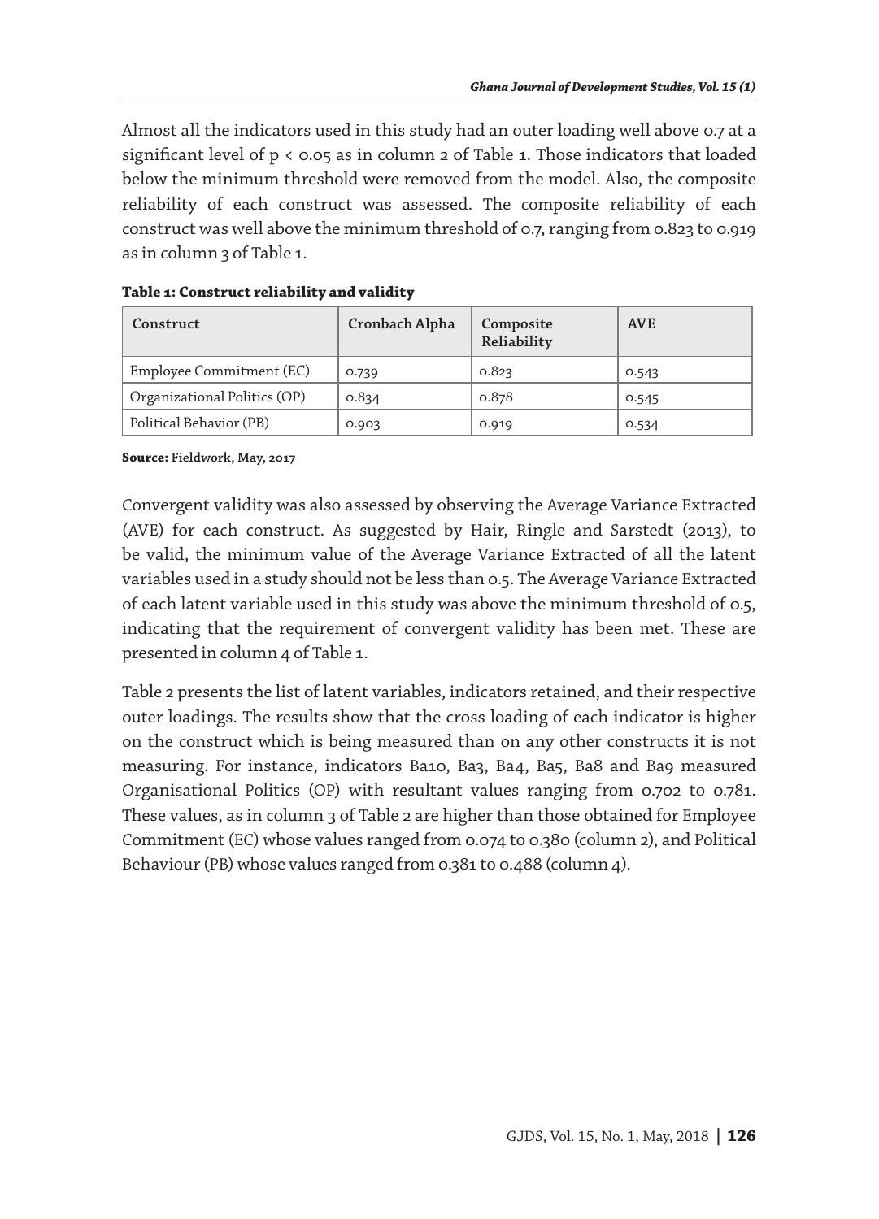Almost all the indicators used in this study had an outer loading well above 0.7 at a significant level of $p < 0.05$ as in column 2 of Table 1. Those indicators that loaded below the minimum threshold were removed from the model. Also, the composite reliability of each construct was assessed. The composite reliability of each construct was well above the minimum threshold of 0.7, ranging from 0.823 to 0.919 as in column 3 of Table 1.

**Table 1: Construct reliability and validity**

| Construct | Cronbach Alpha | Composite Reliability | AVE |
| --- | --- | --- | --- |
| Employee Commitment (EC) | 0.739 | 0.823 | 0.543 |
| Organizational Politics (OP) | 0.834 | 0.878 | 0.545 |
| Political Behavior (PB) | 0.903 | 0.919 | 0.534 |

**Source:** Fieldwork, May, 2017

Convergent validity was also assessed by observing the Average Variance Extracted (AVE) for each construct. As suggested by Hair, Ringle and Sarstedt (2013), to be valid, the minimum value of the Average Variance Extracted of all the latent variables used in a study should not be less than 0.5. The Average Variance Extracted of each latent variable used in this study was above the minimum threshold of 0.5, indicating that the requirement of convergent validity has been met. These are presented in column 4 of Table 1.

Table 2 presents the list of latent variables, indicators retained, and their respective outer loadings. The results show that the cross loading of each indicator is higher on the construct which is being measured than on any other constructs it is not measuring. For instance, indicators Ba10, Ba3, Ba4, Ba5, Ba8 and Ba9 measured Organisational Politics (OP) with resultant values ranging from 0.702 to 0.781. These values, as in column 3 of Table 2 are higher than those obtained for Employee Commitment (EC) whose values ranged from 0.074 to 0.380 (column 2), and Political Behaviour (PB) whose values ranged from 0.381 to 0.488 (column 4).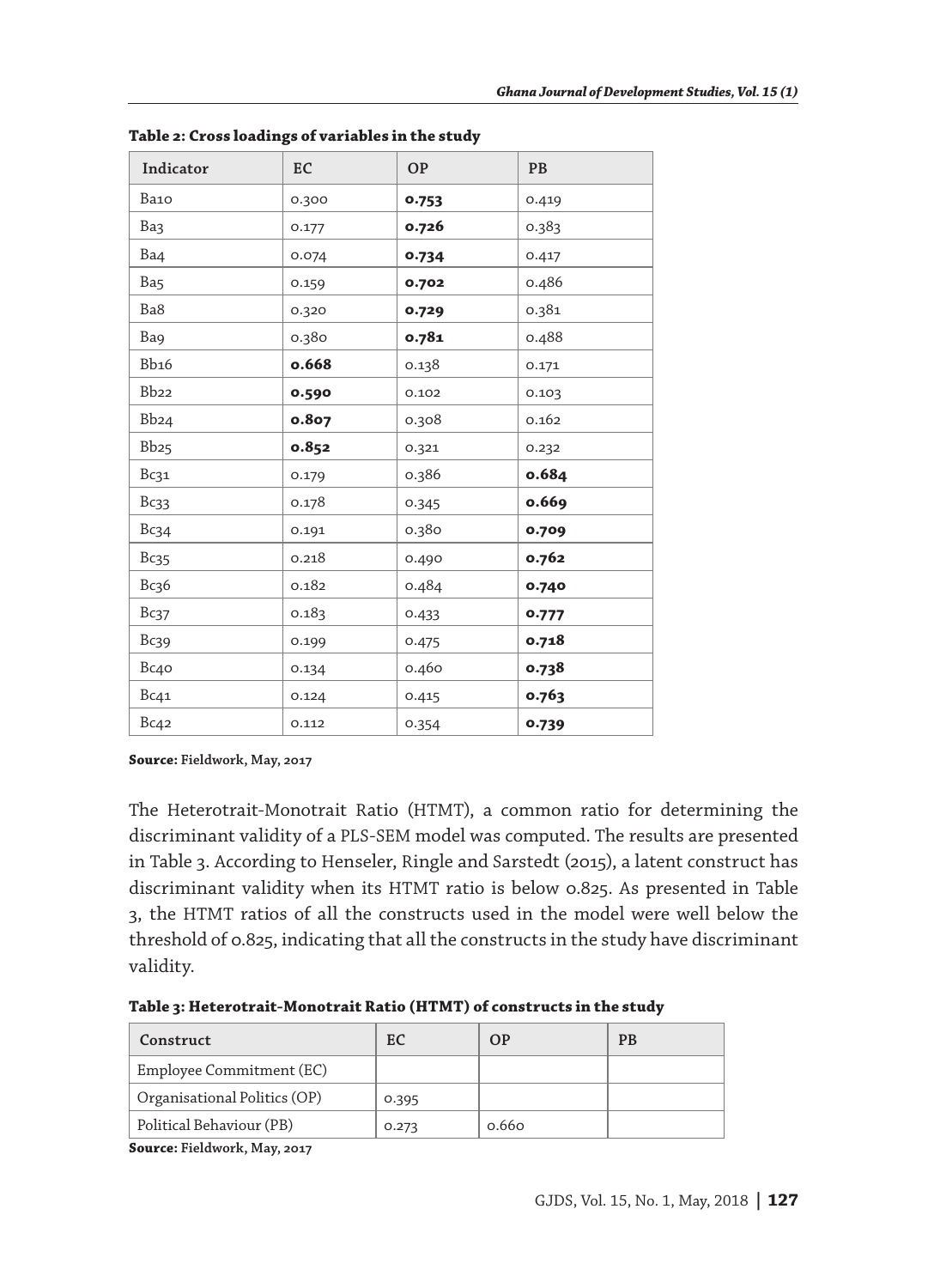**Table 2: Cross loadings of variables in the study**

| Indicator | EC | OP | PB |
|---|---|---|---|
| Ba10 | 0.300 | **0.753** | 0.419 |
| Ba3 | 0.177 | **0.726** | 0.383 |
| Ba4 | 0.074 | **0.734** | 0.417 |
| Ba5 | 0.159 | **0.702** | 0.486 |
| Ba8 | 0.320 | **0.729** | 0.381 |
| Ba9 | 0.380 | **0.781** | 0.488 |
| Bb16 | **0.668** | 0.138 | 0.171 |
| Bb22 | **0.590** | 0.102 | 0.103 |
| Bb24 | **0.807** | 0.308 | 0.162 |
| Bb25 | **0.852** | 0.321 | 0.232 |
| Bc31 | 0.179 | 0.386 | **0.684** |
| Bc33 | 0.178 | 0.345 | **0.669** |
| Bc34 | 0.191 | 0.380 | **0.709** |
| Bc35 | 0.218 | 0.490 | **0.762** |
| Bc36 | 0.182 | 0.484 | **0.740** |
| Bc37 | 0.183 | 0.433 | **0.777** |
| Bc39 | 0.199 | 0.475 | **0.718** |
| Bc40 | 0.134 | 0.460 | **0.738** |
| Bc41 | 0.124 | 0.415 | **0.763** |
| Bc42 | 0.112 | 0.354 | **0.739** |

**Source:** Fieldwork, May, 2017

The Heterotrait-Monotrait Ratio (HTMT), a common ratio for determining the discriminant validity of a PLS-SEM model was computed. The results are presented in Table 3. According to Henseler, Ringle and Sarstedt (2015), a latent construct has discriminant validity when its HTMT ratio is below 0.825. As presented in Table 3, the HTMT ratios of all the constructs used in the model were well below the threshold of 0.825, indicating that all the constructs in the study have discriminant validity.

**Table 3: Heterotrait-Monotrait Ratio (HTMT) of constructs in the study**

| Construct | EC | OP | PB |
|---|---|---|---|
| Employee Commitment (EC) | | | |
| Organisational Politics (OP) | 0.395 | | |
| Political Behaviour (PB) | 0.273 | 0.660 | |

**Source:** Fieldwork, May, 2017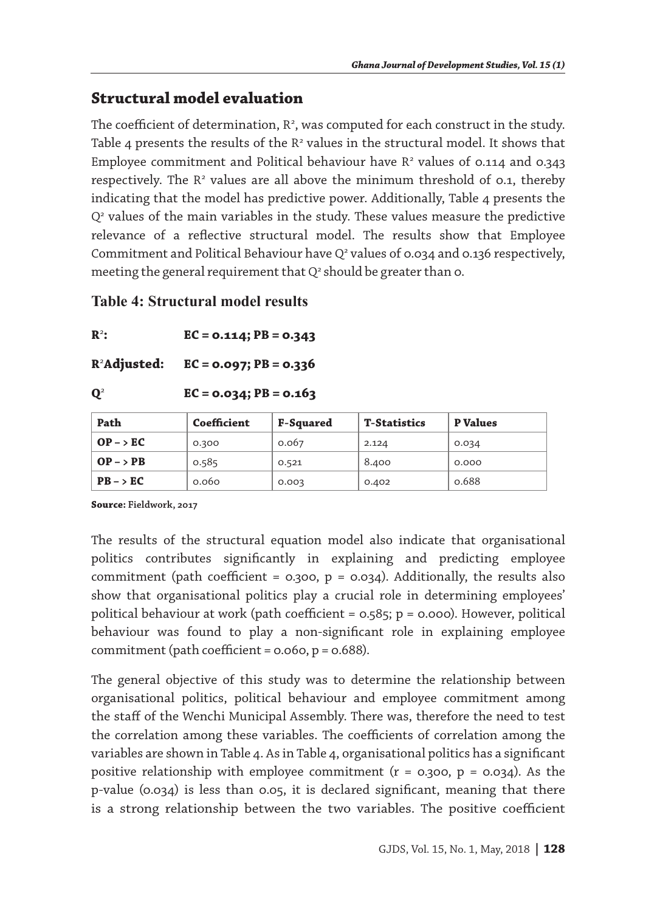## Structural model evaluation

The coefficient of determination, $R^2$, was computed for each construct in the study. Table 4 presents the results of the $R^2$ values in the structural model. It shows that Employee commitment and Political behaviour have $R^2$ values of 0.114 and 0.343 respectively. The $R^2$ values are all above the minimum threshold of 0.1, thereby indicating that the model has predictive power. Additionally, Table 4 presents the $Q^2$ values of the main variables in the study. These values measure the predictive relevance of a reflective structural model. The results show that Employee Commitment and Political Behaviour have $Q^2$ values of 0.034 and 0.136 respectively, meeting the general requirement that $Q^2$ should be greater than 0.

### Table 4: Structural model results

**$R^2$:** **EC = 0.114; PB = 0.343**

**$R^2$Adjusted:** **EC = 0.097; PB = 0.336**

**$Q^2$** **EC = 0.034; PB = 0.163**

| Path | Coefficient | F-Squared | T-Statistics | P Values |
|---|---|---|---|---|
| **OP – > EC** | 0.300 | 0.067 | 2.124 | 0.034 |
| **OP – > PB** | 0.585 | 0.521 | 8.400 | 0.000 |
| **PB – > EC** | 0.060 | 0.003 | 0.402 | 0.688 |

**Source:** Fieldwork, 2017

The results of the structural equation model also indicate that organisational politics contributes significantly in explaining and predicting employee commitment (path coefficient = 0.300, p = 0.034). Additionally, the results also show that organisational politics play a crucial role in determining employees' political behaviour at work (path coefficient = 0.585; p = 0.000). However, political behaviour was found to play a non-significant role in explaining employee commitment (path coefficient = 0.060, p = 0.688).

The general objective of this study was to determine the relationship between organisational politics, political behaviour and employee commitment among the staff of the Wenchi Municipal Assembly. There was, therefore the need to test the correlation among these variables. The coefficients of correlation among the variables are shown in Table 4. As in Table 4, organisational politics has a significant positive relationship with employee commitment (r = 0.300, p = 0.034). As the p-value (0.034) is less than 0.05, it is declared significant, meaning that there is a strong relationship between the two variables. The positive coefficient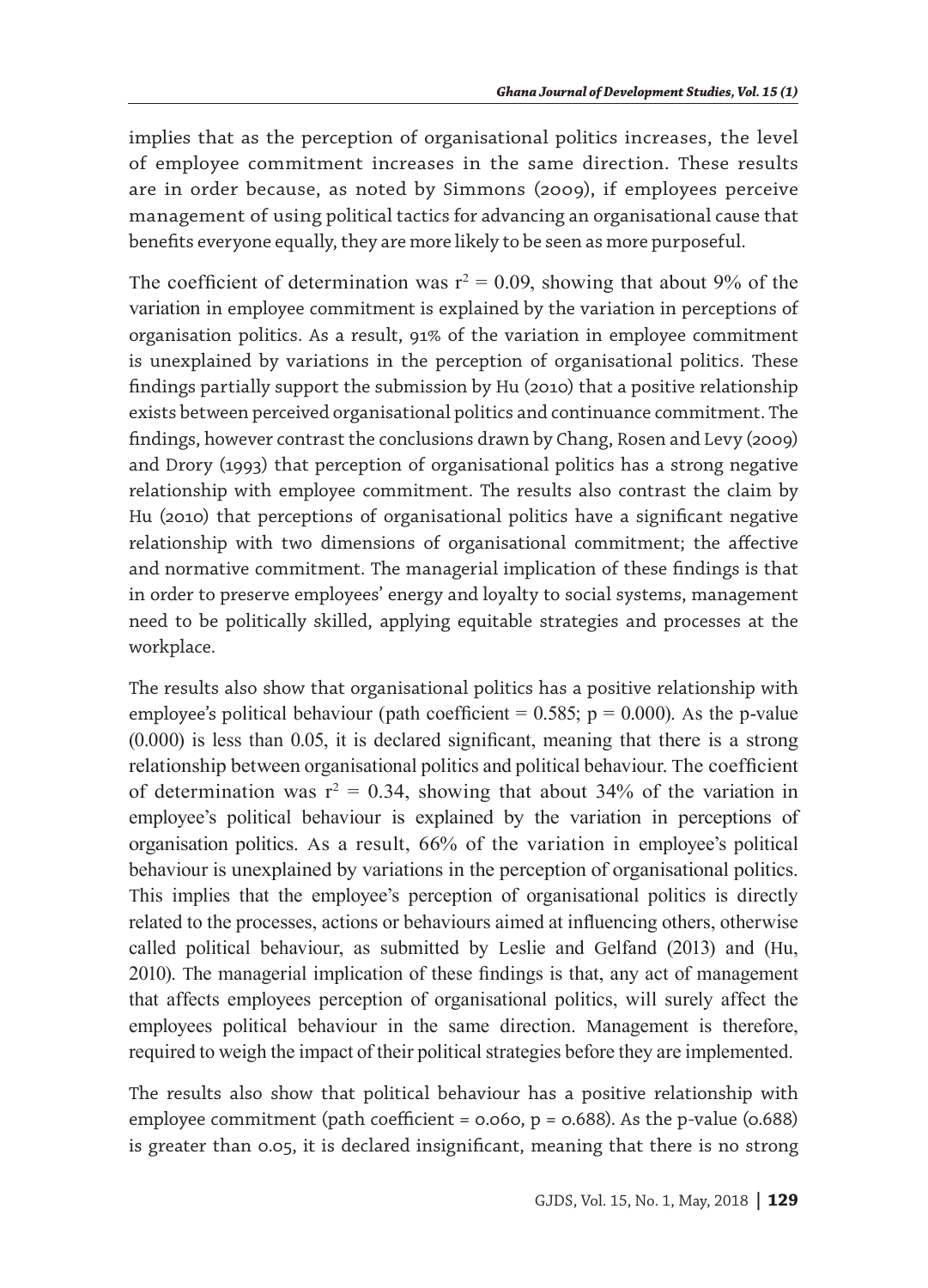implies that as the perception of organisational politics increases, the level of employee commitment increases in the same direction. These results are in order because, as noted by Simmons (2009), if employees perceive management of using political tactics for advancing an organisational cause that benefits everyone equally, they are more likely to be seen as more purposeful.

The coefficient of determination was $r^2 = 0.09$, showing that about 9% of the variation in employee commitment is explained by the variation in perceptions of organisation politics. As a result, 91% of the variation in employee commitment is unexplained by variations in the perception of organisational politics. These findings partially support the submission by Hu (2010) that a positive relationship exists between perceived organisational politics and continuance commitment. The findings, however contrast the conclusions drawn by Chang, Rosen and Levy (2009) and Drory (1993) that perception of organisational politics has a strong negative relationship with employee commitment. The results also contrast the claim by Hu (2010) that perceptions of organisational politics have a significant negative relationship with two dimensions of organisational commitment; the affective and normative commitment. The managerial implication of these findings is that in order to preserve employees' energy and loyalty to social systems, management need to be politically skilled, applying equitable strategies and processes at the workplace.

The results also show that organisational politics has a positive relationship with employee's political behaviour (path coefficient = 0.585; $p = 0.000$). As the p-value (0.000) is less than 0.05, it is declared significant, meaning that there is a strong relationship between organisational politics and political behaviour. The coefficient of determination was $r^2 = 0.34$, showing that about 34% of the variation in employee's political behaviour is explained by the variation in perceptions of organisation politics. As a result, 66% of the variation in employee's political behaviour is unexplained by variations in the perception of organisational politics. This implies that the employee's perception of organisational politics is directly related to the processes, actions or behaviours aimed at influencing others, otherwise called political behaviour, as submitted by Leslie and Gelfand (2013) and (Hu, 2010). The managerial implication of these findings is that, any act of management that affects employees perception of organisational politics, will surely affect the employees political behaviour in the same direction. Management is therefore, required to weigh the impact of their political strategies before they are implemented.

The results also show that political behaviour has a positive relationship with employee commitment (path coefficient = 0.060, $p = 0.688$). As the p-value (0.688) is greater than 0.05, it is declared insignificant, meaning that there is no strong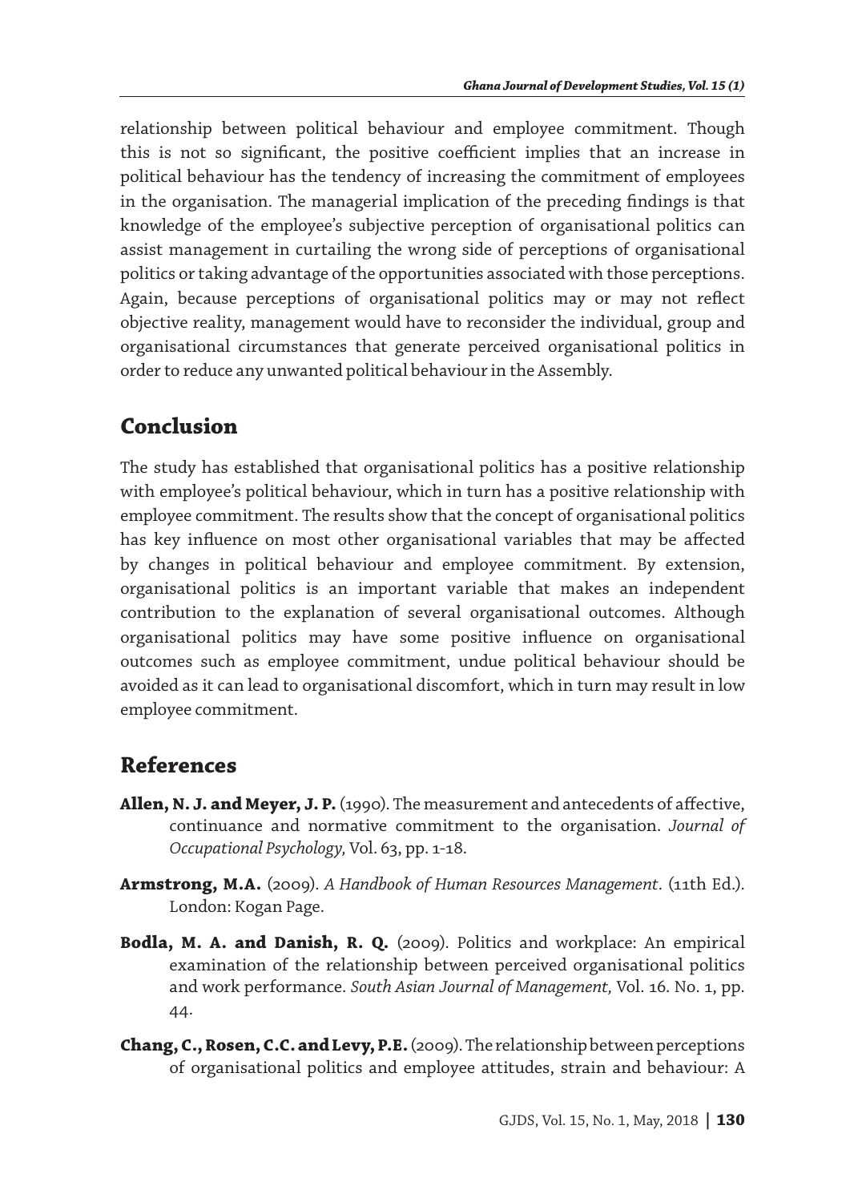relationship between political behaviour and employee commitment. Though this is not so significant, the positive coefficient implies that an increase in political behaviour has the tendency of increasing the commitment of employees in the organisation. The managerial implication of the preceding findings is that knowledge of the employee's subjective perception of organisational politics can assist management in curtailing the wrong side of perceptions of organisational politics or taking advantage of the opportunities associated with those perceptions. Again, because perceptions of organisational politics may or may not reflect objective reality, management would have to reconsider the individual, group and organisational circumstances that generate perceived organisational politics in order to reduce any unwanted political behaviour in the Assembly.

## Conclusion

The study has established that organisational politics has a positive relationship with employee's political behaviour, which in turn has a positive relationship with employee commitment. The results show that the concept of organisational politics has key influence on most other organisational variables that may be affected by changes in political behaviour and employee commitment. By extension, organisational politics is an important variable that makes an independent contribution to the explanation of several organisational outcomes. Although organisational politics may have some positive influence on organisational outcomes such as employee commitment, undue political behaviour should be avoided as it can lead to organisational discomfort, which in turn may result in low employee commitment.

## References

**Allen, N. J. and Meyer, J. P.** (1990). The measurement and antecedents of affective, continuance and normative commitment to the organisation. *Journal of Occupational Psychology,* Vol. 63, pp. 1-18.

**Armstrong, M.A.** (2009). *A Handbook of Human Resources Management*. (11th Ed.). London: Kogan Page.

**Bodla, M. A. and Danish, R. Q.** (2009). Politics and workplace: An empirical examination of the relationship between perceived organisational politics and work performance. *South Asian Journal of Management,* Vol. 16. No. 1, pp. 44.

**Chang, C., Rosen, C.C. and Levy, P.E.** (2009). The relationship between perceptions of organisational politics and employee attitudes, strain and behaviour: A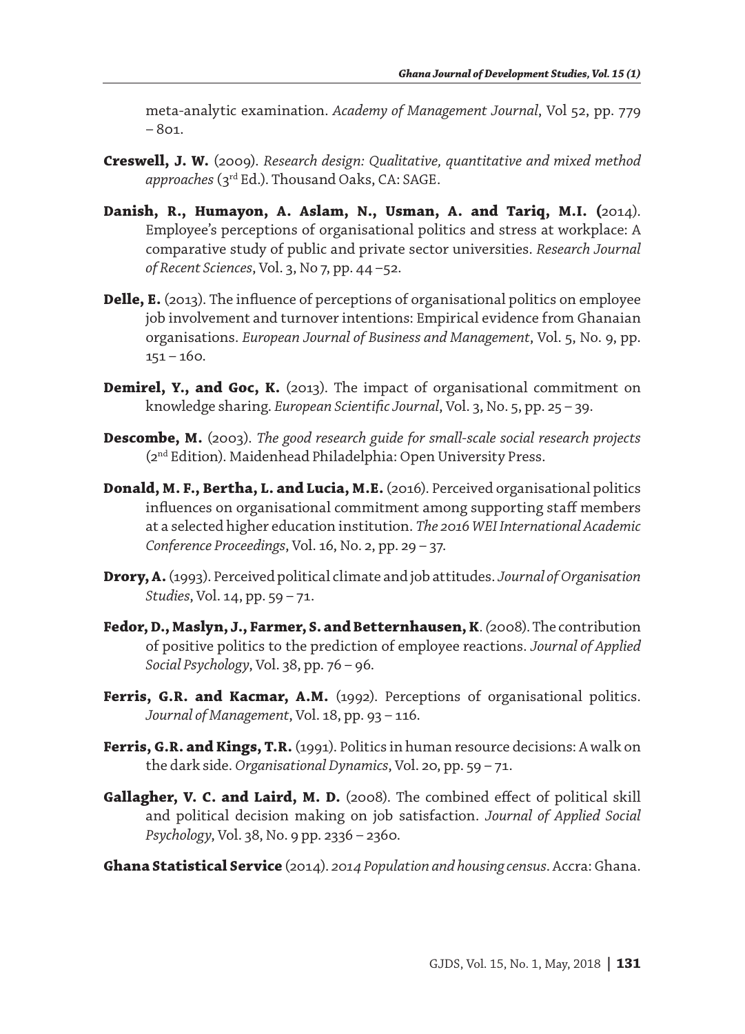meta-analytic examination. *Academy of Management Journal*, Vol 52, pp. 779 – 801.

**Creswell, J. W.** (2009). *Research design: Qualitative, quantitative and mixed method approaches* (3rd Ed.). Thousand Oaks, CA: SAGE.

**Danish, R., Humayon, A. Aslam, N., Usman, A. and Tariq, M.I. (**2014). Employee's perceptions of organisational politics and stress at workplace: A comparative study of public and private sector universities. *Research Journal of Recent Sciences*, Vol. 3, No 7, pp. 44 –52.

**Delle, E.** (2013). The influence of perceptions of organisational politics on employee job involvement and turnover intentions: Empirical evidence from Ghanaian organisations. *European Journal of Business and Management*, Vol. 5, No. 9, pp. 151 – 160.

**Demirel, Y., and Goc, K.** (2013). The impact of organisational commitment on knowledge sharing. *European Scientific Journal*, Vol. 3, No. 5, pp. 25 – 39.

**Descombe, M.** (2003). *The good research guide for small-scale social research projects* (2nd Edition). Maidenhead Philadelphia: Open University Press.

**Donald, M. F., Bertha, L. and Lucia, M.E.** (2016). Perceived organisational politics influences on organisational commitment among supporting staff members at a selected higher education institution. *The 2016 WEI International Academic Conference Proceedings*, Vol. 16, No. 2, pp. 29 – 37.

**Drory, A.** (1993). Perceived political climate and job attitudes. *Journal of Organisation Studies*, Vol. 14, pp. 59 – 71.

**Fedor, D., Maslyn, J., Farmer, S. and Betternhausen, K**. *(*2008). The contribution of positive politics to the prediction of employee reactions. *Journal of Applied Social Psychology*, Vol. 38, pp. 76 – 96.

**Ferris, G.R. and Kacmar, A.M.** (1992). Perceptions of organisational politics. *Journal of Management*, Vol. 18, pp. 93 – 116.

**Ferris, G.R. and Kings, T.R.** (1991). Politics in human resource decisions: A walk on the dark side. *Organisational Dynamics*, Vol. 20, pp. 59 – 71.

**Gallagher, V. C. and Laird, M. D.** (2008). The combined effect of political skill and political decision making on job satisfaction. *Journal of Applied Social Psychology*, Vol. 38, No. 9 pp. 2336 – 2360.

**Ghana Statistical Service** (2014). *2014 Population and housing census*. Accra: Ghana.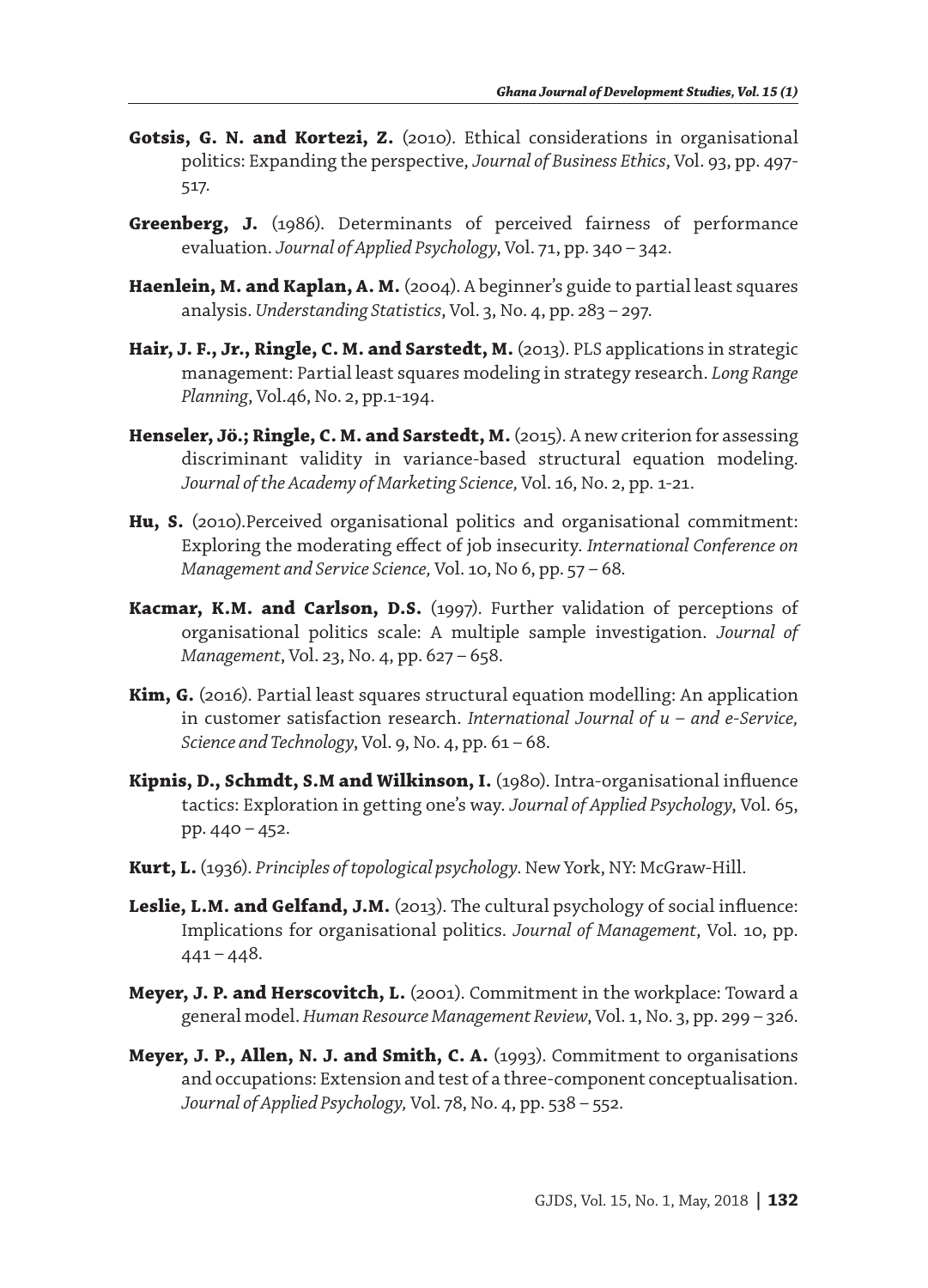**Gotsis, G. N. and Kortezi, Z.** (2010). Ethical considerations in organisational politics: Expanding the perspective, *Journal of Business Ethics*, Vol. 93, pp. 497-517.

**Greenberg, J.** (1986). Determinants of perceived fairness of performance evaluation. *Journal of Applied Psychology*, Vol. 71, pp. 340 – 342.

**Haenlein, M. and Kaplan, A. M.** (2004). A beginner's guide to partial least squares analysis. *Understanding Statistics*, Vol. 3, No. 4, pp. 283 – 297.

**Hair, J. F., Jr., Ringle, C. M. and Sarstedt, M.** (2013). PLS applications in strategic management: Partial least squares modeling in strategy research. *Long Range Planning*, Vol.46, No. 2, pp.1-194.

**Henseler, Jö.; Ringle, C. M. and Sarstedt, M.** (2015). A new criterion for assessing discriminant validity in variance-based structural equation modeling. *Journal of the Academy of Marketing Science,* Vol. 16, No. 2, pp. 1-21.

**Hu, S.** (2010).Perceived organisational politics and organisational commitment: Exploring the moderating effect of job insecurity. *International Conference on Management and Service Science,* Vol. 10, No 6, pp. 57 – 68.

**Kacmar, K.M. and Carlson, D.S.** (1997). Further validation of perceptions of organisational politics scale: A multiple sample investigation. *Journal of Management*, Vol. 23, No. 4, pp. 627 – 658.

**Kim, G.** (2016). Partial least squares structural equation modelling: An application in customer satisfaction research. *International Journal of u – and e-Service, Science and Technology*, Vol. 9, No. 4, pp. 61 – 68.

**Kipnis, D., Schmdt, S.M and Wilkinson, I.** (1980). Intra-organisational influence tactics: Exploration in getting one's way. *Journal of Applied Psychology*, Vol. 65, pp. 440 – 452.

**Kurt, L.** (1936). *Principles of topological psychology*. New York, NY: McGraw-Hill.

**Leslie, L.M. and Gelfand, J.M.** (2013). The cultural psychology of social influence: Implications for organisational politics. *Journal of Management*, Vol. 10, pp. 441 – 448.

**Meyer, J. P. and Herscovitch, L.** (2001). Commitment in the workplace: Toward a general model. *Human Resource Management Review*, Vol. 1, No. 3, pp. 299 – 326.

**Meyer, J. P., Allen, N. J. and Smith, C. A.** (1993). Commitment to organisations and occupations: Extension and test of a three-component conceptualisation. *Journal of Applied Psychology,* Vol. 78, No. 4, pp. 538 – 552.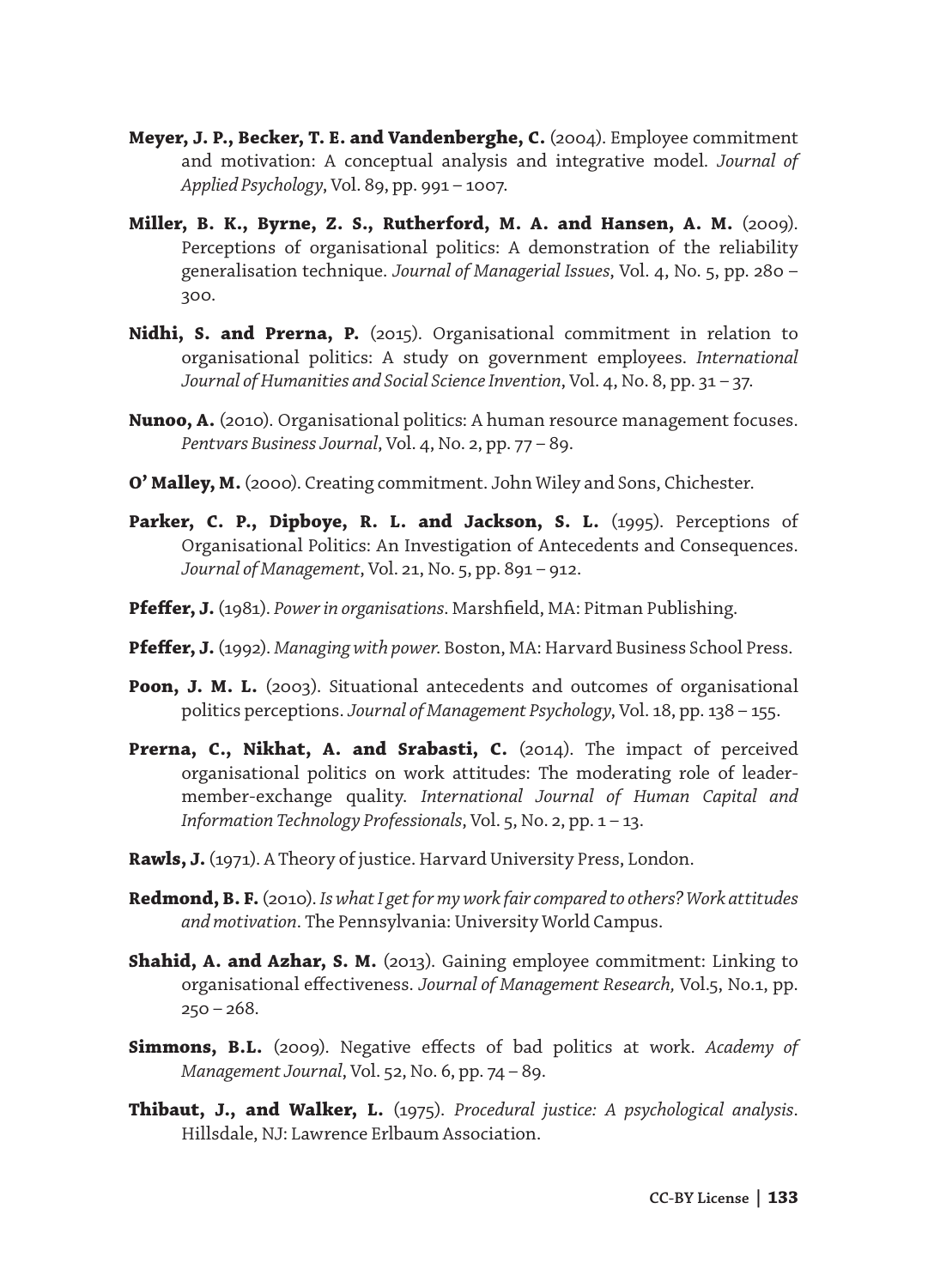**Meyer, J. P., Becker, T. E. and Vandenberghe, C.** (2004). Employee commitment and motivation: A conceptual analysis and integrative model. *Journal of Applied Psychology*, Vol. 89, pp. 991 – 1007.

**Miller, B. K., Byrne, Z. S., Rutherford, M. A. and Hansen, A. M.** (2009). Perceptions of organisational politics: A demonstration of the reliability generalisation technique. *Journal of Managerial Issues*, Vol. 4, No. 5, pp. 280 – 300.

**Nidhi, S. and Prerna, P.** (2015). Organisational commitment in relation to organisational politics: A study on government employees. *International Journal of Humanities and Social Science Invention*, Vol. 4, No. 8, pp. 31 – 37.

**Nunoo, A.** (2010). Organisational politics: A human resource management focuses. *Pentvars Business Journal*, Vol. 4, No. 2, pp. 77 – 89.

**O' Malley, M.** (2000). Creating commitment. John Wiley and Sons, Chichester.

**Parker, C. P., Dipboye, R. L. and Jackson, S. L.** (1995). Perceptions of Organisational Politics: An Investigation of Antecedents and Consequences. *Journal of Management*, Vol. 21, No. 5, pp. 891 – 912.

**Pfeffer, J.** (1981). *Power in organisations*. Marshfield, MA: Pitman Publishing.

**Pfeffer, J.** (1992). *Managing with power.* Boston, MA: Harvard Business School Press.

**Poon, J. M. L.** (2003). Situational antecedents and outcomes of organisational politics perceptions. *Journal of Management Psychology*, Vol. 18, pp. 138 – 155.

**Prerna, C., Nikhat, A. and Srabasti, C.** (2014). The impact of perceived organisational politics on work attitudes: The moderating role of leader-member-exchange quality. *International Journal of Human Capital and Information Technology Professionals*, Vol. 5, No. 2, pp. 1 – 13.

**Rawls, J.** (1971). A Theory of justice. Harvard University Press, London.

**Redmond, B. F.** (2010). *Is what I get for my work fair compared to others? Work attitudes and motivation*. The Pennsylvania: University World Campus.

**Shahid, A. and Azhar, S. M.** (2013). Gaining employee commitment: Linking to organisational effectiveness. *Journal of Management Research,* Vol.5, No.1, pp. 250 – 268.

**Simmons, B.L.** (2009). Negative effects of bad politics at work. *Academy of Management Journal*, Vol. 52, No. 6, pp. 74 – 89.

**Thibaut, J., and Walker, L.** (1975). *Procedural justice: A psychological analysis*. Hillsdale, NJ: Lawrence Erlbaum Association.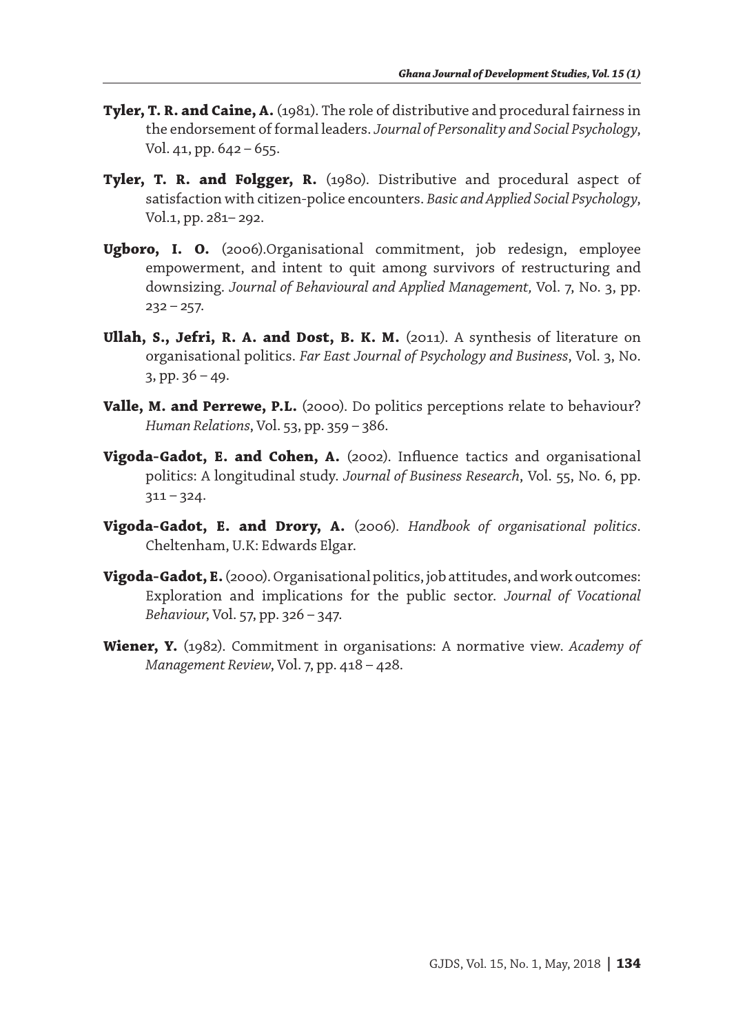**Tyler, T. R. and Caine, A.** (1981). The role of distributive and procedural fairness in the endorsement of formal leaders. *Journal of Personality and Social Psychology*, Vol. 41, pp. 642 – 655.

**Tyler, T. R. and Folgger, R.** (1980). Distributive and procedural aspect of satisfaction with citizen-police encounters. *Basic and Applied Social Psychology*, Vol.1, pp. 281– 292.

**Ugboro, I. O.** (2006).Organisational commitment, job redesign, employee empowerment, and intent to quit among survivors of restructuring and downsizing. *Journal of Behavioural and Applied Management,* Vol. 7, No. 3, pp. 232 – 257.

**Ullah, S., Jefri, R. A. and Dost, B. K. M.** (2011). A synthesis of literature on organisational politics. *Far East Journal of Psychology and Business*, Vol. 3, No. 3, pp. 36 – 49.

**Valle, M. and Perrewe, P.L.** (2000). Do politics perceptions relate to behaviour? *Human Relations*, Vol. 53, pp. 359 – 386.

**Vigoda-Gadot, E. and Cohen, A.** (2002). Influence tactics and organisational politics: A longitudinal study. *Journal of Business Research*, Vol. 55, No. 6, pp. 311 – 324.

**Vigoda-Gadot, E. and Drory, A.** (2006). *Handbook of organisational politics*. Cheltenham, U.K: Edwards Elgar.

**Vigoda-Gadot, E.** (2000). Organisational politics, job attitudes, and work outcomes: Exploration and implications for the public sector. *Journal of Vocational Behaviour*, Vol. 57, pp. 326 – 347.

**Wiener, Y.** (1982). Commitment in organisations: A normative view. *Academy of Management Review*, Vol. 7, pp. 418 – 428.